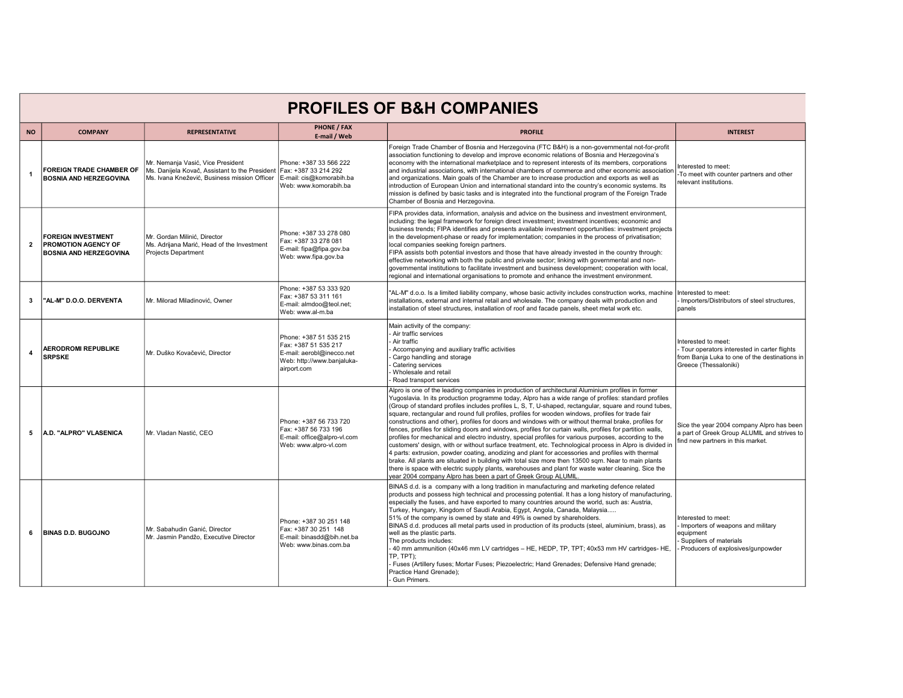# PROFILES OF B&H COMPANIES

| NO | COMPANY | REPRESENTATIVE | PHONE / FAX E-mail / Web | PROFILE | INTEREST |
|---|---|---|---|---|---|
| 1 | **FOREIGN TRADE CHAMBER OF BOSNIA AND HERZEGOVINA** | Mr. Nemanja Vasić, Vice President<br>Ms. Danijela Kovač, Assistant to the President<br>Ms. Ivana Knežević, Business mission Officer | Phone: +387 33 566 222<br>Fax: +387 33 214 292<br>E-mail: cis@komorabih.ba<br>Web: www.komorabih.ba | Foreign Trade Chamber of Bosnia and Herzegovina (FTC B&H) is a non-governmental not-for-profit association functioning to develop and improve economic relations of Bosnia and Herzegovina's economy with the international marketplace and to represent interests of its members, corporations and industrial associations, with international chambers of commerce and other economic association and organizations. Main goals of the Chamber are to increase production and exports as well as introduction of European Union and international standard into the country's economic systems. Its mission is defined by basic tasks and is integrated into the functional program of the Foreign Trade Chamber of Bosnia and Herzegovina. | Interested to meet:<br>-To meet with counter partners and other relevant institutions. |
| 2 | **FOREIGN INVESTMENT PROMOTION AGENCY OF BOSNIA AND HERZEGOVINA** | Mr. Gordan Milinić, Director<br>Ms. Adrijana Marić, Head of the Investment Projects Department | Phone: +387 33 278 080<br>Fax: +387 33 278 081<br>E-mail: fipa@fipa.gov.ba<br>Web: www.fipa.gov.ba | FIPA provides data, information, analysis and advice on the business and investment environment, including: the legal framework for foreign direct investment; investment incentives; economic and business trends; FIPA identifies and presents available investment opportunities: investment projects in the development-phase or ready for implementation; companies in the process of privatisation; local companies seeking foreign partners.<br>FIPA assists both potential investors and those that have already invested in the country through: effective networking with both the public and private sector; linking with governmental and non-governmental institutions to facilitate investment and business development; cooperation with local, regional and international organisations to promote and enhance the investment environment. | |
| 3 | **"AL-M" D.O.O. DERVENTA** | Mr. Milorad Miladinović, Owner | Phone: +387 53 333 920<br>Fax: +387 53 311 161<br>E-mail: almdoo@teol.net;<br>Web: www.al-m.ba | "AL-M" d.o.o. Is a limited liability company, whose basic activity includes construction works, machine installations, external and internal retail and wholesale. The company deals with production and installation of steel structures, installation of roof and facade panels, sheet metal work etc. | Interested to meet:<br>- Importers/Distributors of steel structures, panels |
| 4 | **AERODROMI REPUBLIKE SRPSKE** | Mr. Duško Kovačević, Director | Phone: +387 51 535 215<br>Fax: +387 51 535 217<br>E-mail: aerobl@inecco.net<br>Web: http://www.banjaluka-airport.com | Main activity of the company:<br>- Air traffic services<br>- Air traffic<br>- Accompanying and auxiliary traffic activities<br>- Cargo handling and storage<br>- Catering services<br>- Wholesale and retail<br>- Road transport services | Interested to meet:<br>- Tour operators interested in carter flights from Banja Luka to one of the destinations in Greece (Thessaloniki) |
| 5 | **A.D. "ALPRO" VLASENICA** | Mr. Vladan Nastić, CEO | Phone: +387 56 733 720<br>Fax: +387 56 733 196<br>E-mail: office@alpro-vl.com<br>Web: www.alpro-vl.com | Alpro is one of the leading companies in production of architectural Aluminium profiles in former Yugoslavia. In its production programme today, Alpro has a wide range of profiles: standard profiles (Group of standard profiles includes profiles L, S, T, U-shaped, rectangular, square and round tubes, square, rectangular and round full profiles, profiles for wooden windows, profiles for trade fair constructions and other), profiles for doors and windows with or without thermal brake, profiles for fences, profiles for sliding doors and windows, profiles for curtain walls, profiles for partition walls, profiles for mechanical and electro industry, special profiles for various purposes, according to the customers' design, with or without surface treatment, etc. Technological process in Alpro is divided in 4 parts: extrusion, powder coating, anodizing and plant for accessories and profiles with thermal brake. All plants are situated in building with total size more then 13500 sqm. Near to main plants there is space with electric supply plants, warehouses and plant for waste water cleaning. Sice the year 2004 company Alpro has been a part of Greek Group ALUMIL. | Sice the year 2004 company Alpro has been a part of Greek Group ALUMIL and strives to find new partners in this market. |
| 6 | **BINAS D.D. BUGOJNO** | Mr. Sabahudin Ganić, Director<br>Mr. Jasmin Pandžo, Executive Director | Phone: +387 30 251 148<br>Fax: +387 30 251 148<br>E-mail: binasdd@bih.net.ba<br>Web: www.binas.com.ba | BINAS d.d. is a company with a long tradition in manufacturing and marketing defence related products and possess high technical and processing potential. It has a long history of manufacturing, especially the fuses, and have exported to many countries around the world, such as: Austria, Turkey, Hungary, Kingdom of Saudi Arabia, Egypt, Angola, Canada, Malaysia.....<br>51% of the company is owned by state and 49% is owned by shareholders.<br>BINAS d.d. produces all metal parts used in production of its products (steel, aluminium, brass), as well as the plastic parts.<br>The products includes:<br>- 40 mm ammunition (40x46 mm LV cartridges – HE, HEDP, TP, TPT; 40x53 mm HV cartridges- HE, TP, TPT);<br>- Fuses (Artillery fuses; Mortar Fuses; Piezoelectric; Hand Grenades; Defensive Hand grenade; Practice Hand Grenade);<br>- Gun Primers. | Interested to meet:<br>- Importers of weapons and military equipment<br>- Suppliers of materials<br>- Producers of explosives/gunpowder |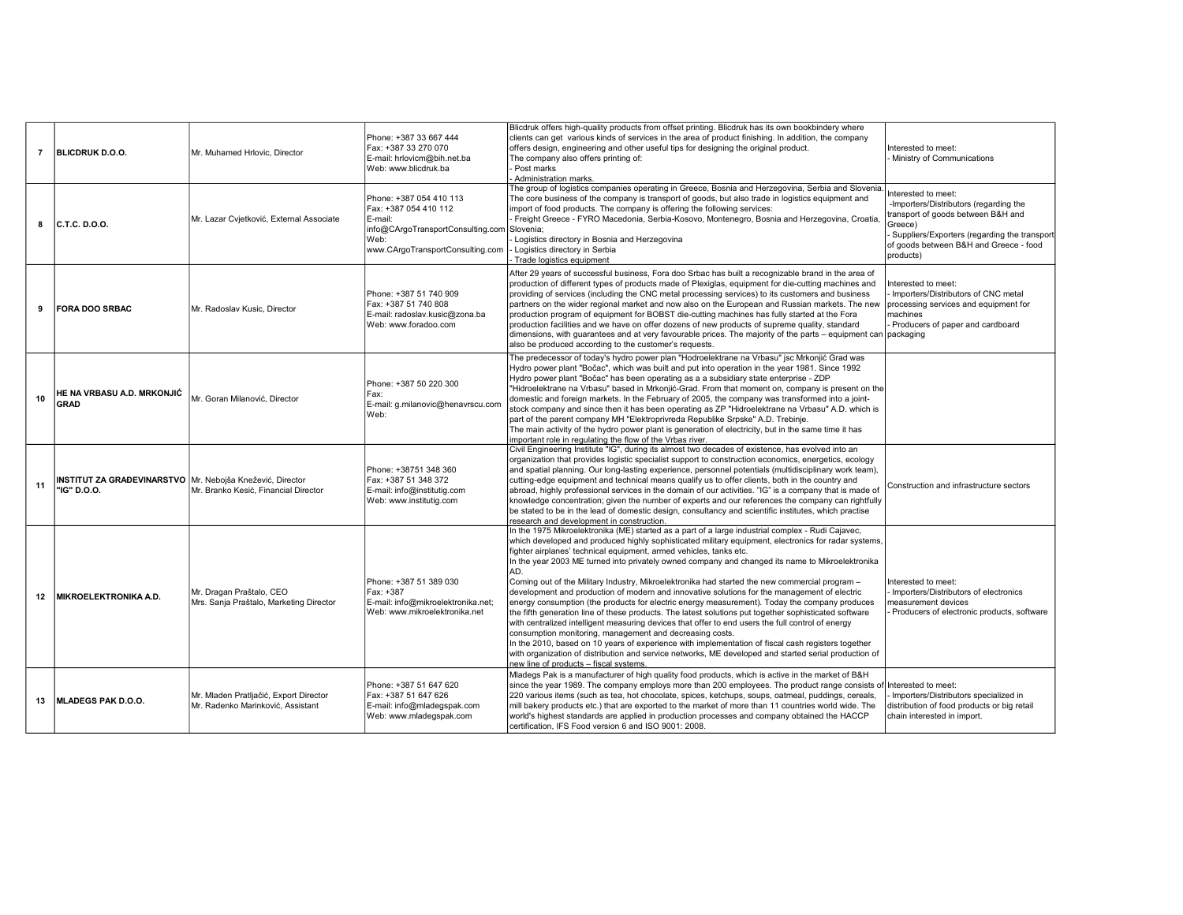| | | | | | |
|---|---|---|---|---|---|
| 7 | **BLICDRUK D.O.O.** | Mr. Muhamed Hrlovic, Director | Phone: +387 33 667 444<br>Fax: +387 33 270 070<br>E-mail: hrlovicm@bih.net.ba<br>Web: www.blicdruk.ba | Blicdruk offers high-quality products from offset printing. Blicdruk has its own bookbindery where clients can get various kinds of services in the area of product finishing. In addition, the company offers design, engineering and other useful tips for designing the original product.<br>The company also offers printing of:<br>- Post marks<br>- Administration marks. | Interested to meet:<br>- Ministry of Communications |
| 8 | **C.T.C. D.O.O.** | Mr. Lazar Cvjetković, External Associate | Phone: +387 054 410 113<br>Fax: +387 054 410 112<br>E-mail: info@CArgoTransportConsulting.com<br>Web: www.CArgoTransportConsulting.com | The group of logistics companies operating in Greece, Bosnia and Herzegovina, Serbia and Slovenia. The core business of the company is transport of goods, but also trade in logistics equipment and import of food products. The company is offering the following services:<br>- Freight Greece - FYRO Macedonia, Serbia-Kosovo, Montenegro, Bosnia and Herzegovina, Croatia, Slovenia;<br>- Logistics directory in Bosnia and Herzegovina<br>- Logistics directory in Serbia<br>- Trade logistics equipment | Interested to meet:<br>-Importers/Distributors (regarding the transport of goods between B&H and Greece)<br>- Suppliers/Exporters (regarding the transport of goods between B&H and Greece - food products) |
| 9 | **FORA DOO SRBAC** | Mr. Radoslav Kusic, Director | Phone: +387 51 740 909<br>Fax: +387 51 740 808<br>E-mail: radoslav.kusic@zona.ba<br>Web: www.foradoo.com | After 29 years of successful business, Fora doo Srbac has built a recognizable brand in the area of production of different types of products made of Plexiglas, equipment for die-cutting machines and providing of services (including the CNC metal processing services) to its customers and business partners on the wider regional market and now also on the European and Russian markets. The new production program of equipment for BOBST die-cutting machines has fully started at the Fora production facilities and we have on offer dozens of new products of supreme quality, standard dimensions, with guarantees and at very favourable prices. The majority of the parts – equipment can also be produced according to the customer's requests. | Interested to meet:<br>- Importers/Distributors of CNC metal processing services and equipment for machines<br>- Producers of paper and cardboard packaging |
| 10 | **HE NA VRBASU A.D. MRKONJIĆ GRAD** | Mr. Goran Milanović, Director | Phone: +387 50 220 300<br>Fax:<br>E-mail: g.milanovic@henavrscu.com<br>Web: | The predecessor of today's hydro power plan "Hodroelektrane na Vrbasu" jsc Mrkonjić Grad was Hydro power plant "Bočac", which was built and put into operation in the year 1981. Since 1992 Hydro power plant "Bočac" has been operating as a a subsidiary state enterprise - ZDP "Hidroelektrane na Vrbasu" based in Mrkonjić-Grad. From that moment on, company is present on the domestic and foreign markets. In the February of 2005, the company was transformed into a joint-stock company and since then it has been operating as ZP "Hidroelektrane na Vrbasu" A.D. which is part of the parent company MH "Elektroprivreda Republike Srpske" A.D. Trebinje.<br>The main activity of the hydro power plant is generation of electricity, but in the same time it has important role in regulating the flow of the Vrbas river. | |
| 11 | **INSTITUT ZA GRAĐEVINARSTVO "IG" D.O.O.** | Mr. Nebojša Knežević, Director<br>Mr. Branko Kesić, Financial Director | Phone: +38751 348 360<br>Fax: +387 51 348 372<br>E-mail: info@institutig.com<br>Web: www.institutig.com | Civil Engineering Institute "IG", during its almost two decades of existence, has evolved into an organization that provides logistic specialist support to construction economics, energetics, ecology and spatial planning. Our long-lasting experience, personnel potentials (multidisciplinary work team), cutting-edge equipment and technical means qualify us to offer clients, both in the country and abroad, highly professional services in the domain of our activities. "IG" is a company that is made of knowledge concentration; given the number of experts and our references the company can rightfully be stated to be in the lead of domestic design, consultancy and scientific institutes, which practise research and development in construction. | Construction and infrastructure sectors |
| 12 | **MIKROELEKTRONIKA A.D.** | Mr. Dragan Praštalo, CEO<br>Mrs. Sanja Praštalo, Marketing Director | Phone: +387 51 389 030<br>Fax: +387<br>E-mail: info@mikroelektronika.net;<br>Web: www.mikroelektronika.net | In the 1975 Mikroelektronika (ME) started as a part of a large industrial complex - Rudi Cajavec, which developed and produced highly sophisticated military equipment, electronics for radar systems, fighter airplanes' technical equipment, armed vehicles, tanks etc.<br>In the year 2003 ME turned into privately owned company and changed its name to Mikroelektronika AD.<br>Coming out of the Military Industry, Mikroelektronika had started the new commercial program – development and production of modern and innovative solutions for the management of electric energy consumption (the products for electric energy measurement). Today the company produces the fifth generation line of these products. The latest solutions put together sophisticated software with centralized intelligent measuring devices that offer to end users the full control of energy consumption monitoring, management and decreasing costs.<br>In the 2010, based on 10 years of experience with implementation of fiscal cash registers together with organization of distribution and service networks, ME developed and started serial production of new line of products – fiscal systems. | Interested to meet:<br>- Importers/Distributors of electronics measurement devices<br>- Producers of electronic products, software |
| 13 | **MLADEGS PAK D.O.O.** | Mr. Mladen Pratljačić, Export Director<br>Mr. Radenko Marinković, Assistant | Phone: +387 51 647 620<br>Fax: +387 51 647 626<br>E-mail: info@mladegspak.com<br>Web: www.mladegspak.com | Mladegs Pak is a manufacturer of high quality food products, which is active in the market of B&H since the year 1989. The company employs more than 200 employees. The product range consists of 220 various items (such as tea, hot chocolate, spices, ketchups, soups, oatmeal, puddings, cereals, mill bakery products etc.) that are exported to the market of more than 11 countries world wide. The world's highest standards are applied in production processes and company obtained the HACCP certification, IFS Food version 6 and ISO 9001: 2008. | Interested to meet:<br>- Importers/Distributors specialized in distribution of food products or big retail chain interested in import. |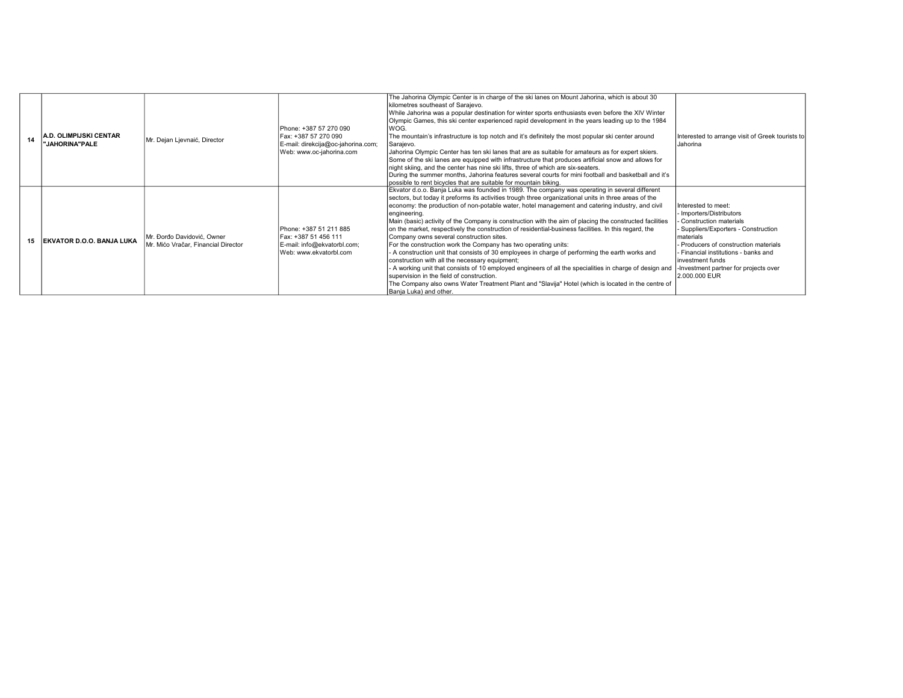| | | | | | |
|---|---|---|---|---|---|
| 14 | A.D. OLIMPIJSKI CENTAR "JAHORINA"PALE | Mr. Dejan Ljevnaić, Director | Phone: +387 57 270 090<br>Fax: +387 57 270 090<br>E-mail: direkcija@oc-jahorina.com;<br>Web: www.oc-jahorina.com | The Jahorina Olympic Center is in charge of the ski lanes on Mount Jahorina, which is about 30 kilometres southeast of Sarajevo.<br>While Jahorina was a popular destination for winter sports enthusiasts even before the XIV Winter Olympic Games, this ski center experienced rapid development in the years leading up to the 1984 WOG.<br>The mountain's infrastructure is top notch and it's definitely the most popular ski center around Sarajevo.<br>Jahorina Olympic Center has ten ski lanes that are as suitable for amateurs as for expert skiers. Some of the ski lanes are equipped with infrastructure that produces artificial snow and allows for night skiing, and the center has nine ski lifts, three of which are six-seaters.<br>During the summer months, Jahorina features several courts for mini football and basketball and it's possible to rent bicycles that are suitable for mountain biking. | Interested to arrange visit of Greek tourists to Jahorina |
| 15 | EKVATOR D.O.O. BANJA LUKA | Mr. Đorđo Davidović, Owner<br>Mr. Mićo Vračar, Financial Director | Phone: +387 51 211 885<br>Fax: +387 51 456 111<br>E-mail: info@ekvatorbl.com;<br>Web: www.ekvatorbl.com | Ekvator d.o.o. Banja Luka was founded in 1989. The company was operating in several different sectors, but today it preforms its activities trough three organizational units in three areas of the economy: the production of non-potable water, hotel management and catering industry, and civil engineering.<br>Main (basic) activity of the Company is construction with the aim of placing the constructed facilities on the market, respectively the construction of residential-business facilities. In this regard, the Company owns several construction sites.<br>For the construction work the Company has two operating units:<br>- A construction unit that consists of 30 employees in charge of performing the earth works and construction with all the necessary equipment;<br>- A working unit that consists of 10 employed engineers of all the specialities in charge of design and supervision in the field of construction.<br>The Company also owns Water Treatment Plant and "Slavija" Hotel (which is located in the centre of Banja Luka) and other. | Interested to meet:<br>- Importers/Distributors<br>- Construction materials<br>- Suppliers/Exporters - Construction materials<br>- Producers of construction materials<br>- Financial institutions - banks and investment funds<br>-Investment partner for projects over 2.000.000 EUR |